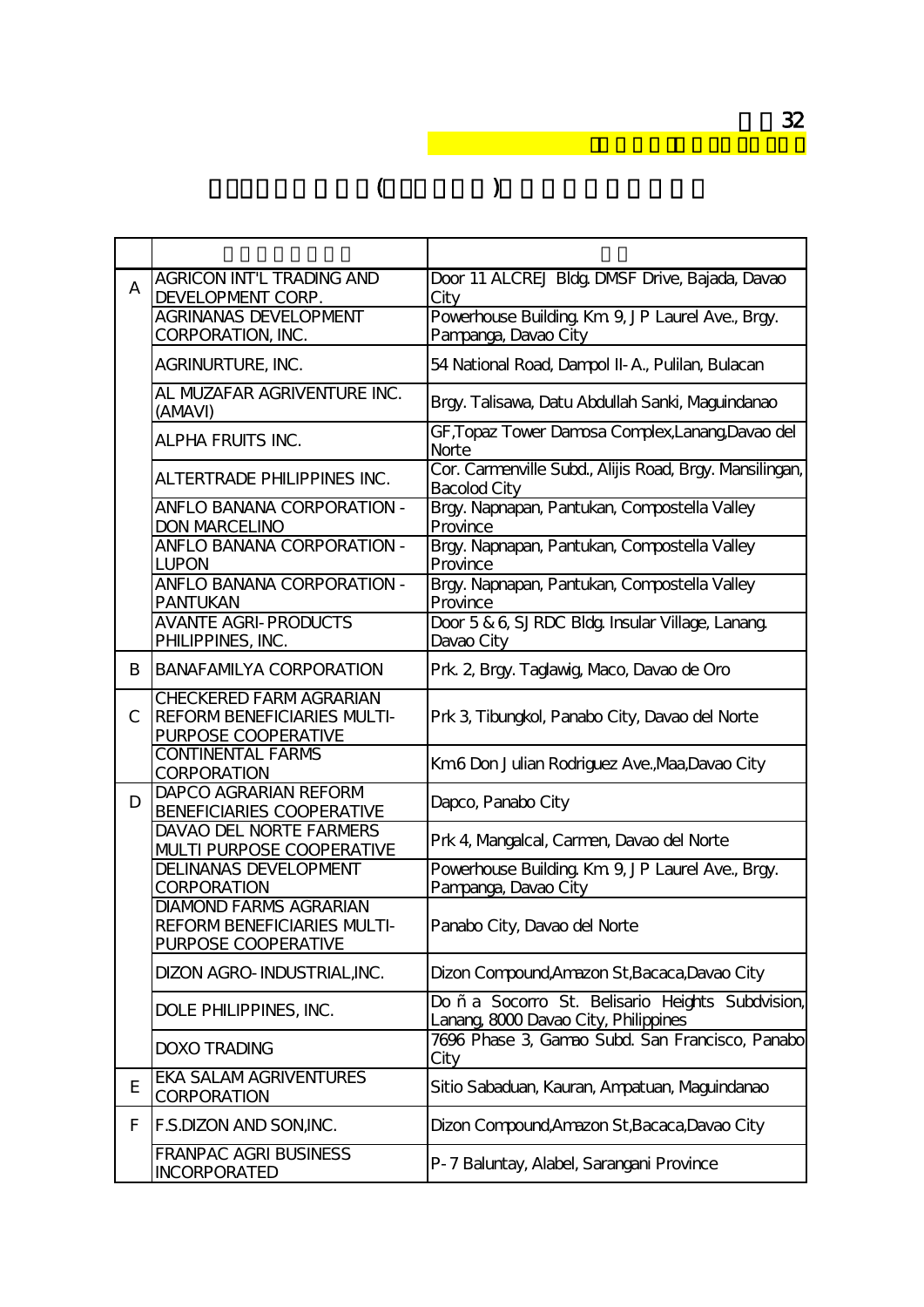32

| | | |
|---|---|---|
| A | AGRICON INT'L TRADING AND DEVELOPMENT CORP. | Door 11 ALCREJ Bldg. DMSF Drive, Bajada, Davao City |
| | AGRINANAS DEVELOPMENT CORPORATION, INC. | Powerhouse Building. Km. 9, J P Laurel Ave., Brgy. Pampanga, Davao City |
| | AGRINURTURE, INC. | 54 National Road, Dampol II-A., Pulilan, Bulacan |
| | AL MUZAFAR AGRIVENTURE INC. (AMAVI) | Brgy. Talisawa, Datu Abdullah Sanki, Maguindanao |
| | ALPHA FRUITS INC. | GF,Topaz Tower Damosa Complex,Lanang,Davao del Norte |
| | ALTERTRADE PHILIPPINES INC. | Cor. Carmenville Subd., Alijis Road, Brgy. Mansilingan, Bacolod City |
| | ANFLO BANANA CORPORATION - DON MARCELINO | Brgy. Napnapan, Pantukan, Compostella Valley Province |
| | ANFLO BANANA CORPORATION - LUPON | Brgy. Napnapan, Pantukan, Compostella Valley Province |
| | ANFLO BANANA CORPORATION - PANTUKAN | Brgy. Napnapan, Pantukan, Compostella Valley Province |
| | AVANTE AGRI-PRODUCTS PHILIPPINES, INC. | Door 5 & 6, SJ RDC Bldg. Insular Village, Lanang. Davao City |
| B | BANAFAMILYA CORPORATION | Prk. 2, Brgy. Taglawig, Maco, Davao de Oro |
| C | CHECKERED FARM AGRARIAN REFORM BENEFICIARIES MULTI-PURPOSE COOPERATIVE | Prk 3, Tibungkol, Panabo City, Davao del Norte |
| | CONTINENTAL FARMS CORPORATION | Km6 Don Julian Rodriguez Ave.,Maa,Davao City |
| D | DAPCO AGRARIAN REFORM BENEFICIARIES COOPERATIVE | Dapco, Panabo City |
| | DAVAO DEL NORTE FARMERS MULTI PURPOSE COOPERATIVE | Prk 4, Mangalcal, Carmen, Davao del Norte |
| | DELINANAS DEVELOPMENT CORPORATION | Powerhouse Building. Km. 9, J P Laurel Ave., Brgy. Pampanga, Davao City |
| | DIAMOND FARMS AGRARIAN REFORM BENEFICIARIES MULTI-PURPOSE COOPERATIVE | Panabo City, Davao del Norte |
| | DIZON AGRO-INDUSTRIAL,INC. | Dizon Compound,Amazon St,Bacaca,Davao City |
| | DOLE PHILIPPINES, INC. | Doña Socorro St. Belisario Heights Subdvision, Lanang, 8000 Davao City, Philippines |
| | DOXO TRADING | 7696 Phase 3, Gamao Subd. San Francisco, Panabo City |
| E | EKA SALAM AGRIVENTURES CORPORATION | Sitio Sabaduan, Kauran, Ampatuan, Maguindanao |
| F | F.S.DIZON AND SON,INC. | Dizon Compound,Amazon St,Bacaca,Davao City |
| | FRANPAC AGRI BUSINESS INCORPORATED | P-7 Baluntay, Alabel, Sarangani Province |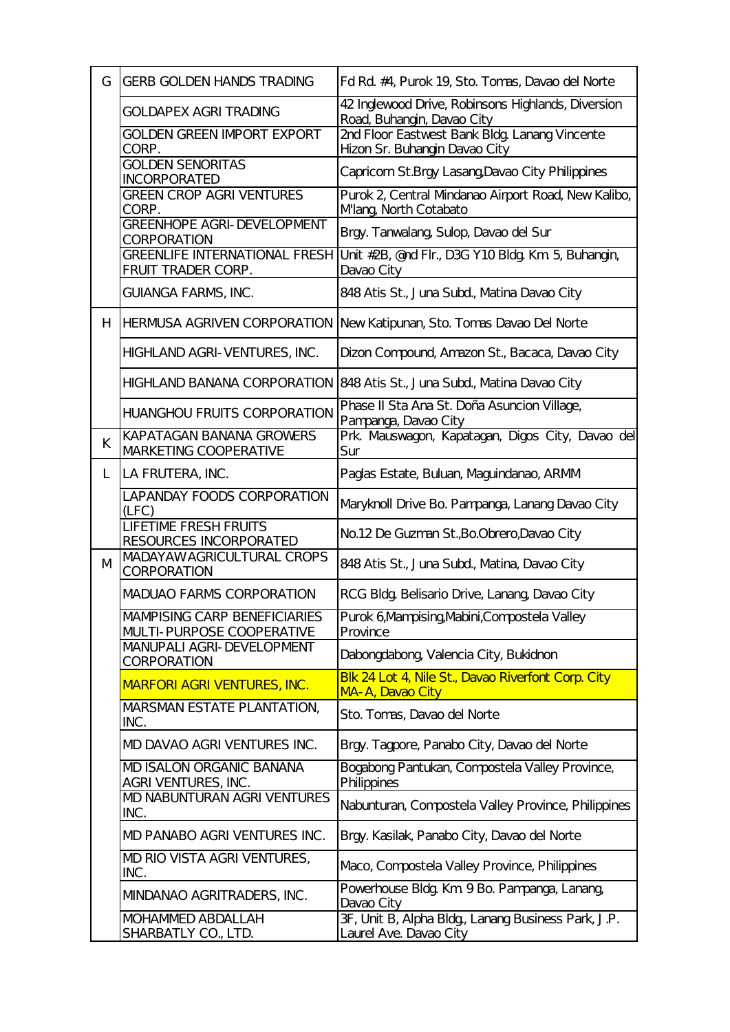| | | |
|---|---|---|
| G | GERB GOLDEN HANDS TRADING | Fd Rd. #4, Purok 19, Sto. Tomas, Davao del Norte |
| | GOLDAPEX AGRI TRADING | 42 Inglewood Drive, Robinsons Highlands, Diversion Road, Buhangin, Davao City |
| | GOLDEN GREEN IMPORT EXPORT CORP. | 2nd Floor Eastwest Bank Bldg. Lanang Vincente Hizon Sr. Buhangin Davao City |
| | GOLDEN SENORITAS INCORPORATED | Capricorn St.Brgy Lasang,Davao City Philippines |
| | GREEN CROP AGRI VENTURES CORP. | Purok 2, Central Mindanao Airport Road, New Kalibo, M'lang, North Cotabato |
| | GREENHOPE AGRI-DEVELOPMENT CORPORATION | Brgy. Tanwalang, Sulop, Davao del Sur |
| | GREENLIFE INTERNATIONAL FRESH FRUIT TRADER CORP. | Unit #2B, @nd Flr., D3G Y10 Bldg. Km. 5, Buhangin, Davao City |
| | GUIANGA FARMS, INC. | 848 Atis St., Juna Subd., Matina Davao City |
| H | HERMUSA AGRIVEN CORPORATION | New Katipunan, Sto. Tomas Davao Del Norte |
| | HIGHLAND AGRI-VENTURES, INC. | Dizon Compound, Amazon St., Bacaca, Davao City |
| | HIGHLAND BANANA CORPORATION | 848 Atis St., Juna Subd., Matina Davao City |
| | HUANGHOU FRUITS CORPORATION | Phase II Sta Ana St. Doña Asuncion Village, Pampanga, Davao City |
| K | KAPATAGAN BANANA GROWERS MARKETING COOPERATIVE | Prk. Mauswagon, Kapatagan, Digos City, Davao del Sur |
| L | LA FRUTERA, INC. | Paglas Estate, Buluan, Maguindanao, ARMM |
| | LAPANDAY FOODS CORPORATION (LFC) | Maryknoll Drive Bo. Pampanga, Lanang Davao City |
| | LIFETIME FRESH FRUITS RESOURCES INCORPORATED | No.12 De Guzman St.,Bo.Obrero,Davao City |
| M | MADAYAW AGRICULTURAL CROPS CORPORATION | 848 Atis St., Juna Subd., Matina, Davao City |
| | MADUAO FARMS CORPORATION | RCG Bldg. Belisario Drive, Lanang, Davao City |
| | MAMPISING CARP BENEFICIARIES MULTI-PURPOSE COOPERATIVE | Purok 6,Mampising,Mabini,Compostela Valley Province |
| | MANUPALI AGRI-DEVELOPMENT CORPORATION | Dabongdabong, Valencia City, Bukidnon |
| | MARFORI AGRI VENTURES, INC. | Blk 24 Lot 4, Nile St., Davao Riverfont Corp. City MA-A, Davao City |
| | MARSMAN ESTATE PLANTATION, INC. | Sto. Tomas, Davao del Norte |
| | MD DAVAO AGRI VENTURES INC. | Brgy. Tagpore, Panabo City, Davao del Norte |
| | MD ISALON ORGANIC BANANA AGRI VENTURES, INC. | Bogabong Pantukan, Compostela Valley Province, Philippines |
| | MD NABUNTURAN AGRI VENTURES INC. | Nabunturan, Compostela Valley Province, Philippines |
| | MD PANABO AGRI VENTURES INC. | Brgy. Kasilak, Panabo City, Davao del Norte |
| | MD RIO VISTA AGRI VENTURES, INC. | Maco, Compostela Valley Province, Philippines |
| | MINDANAO AGRITRADERS, INC. | Powerhouse Bldg. Km. 9 Bo. Pampanga, Lanang, Davao City |
| | MOHAMMED ABDALLAH SHARBATLY CO., LTD. | 3F, Unit B, Alpha Bldg., Lanang Business Park, J.P. Laurel Ave. Davao City |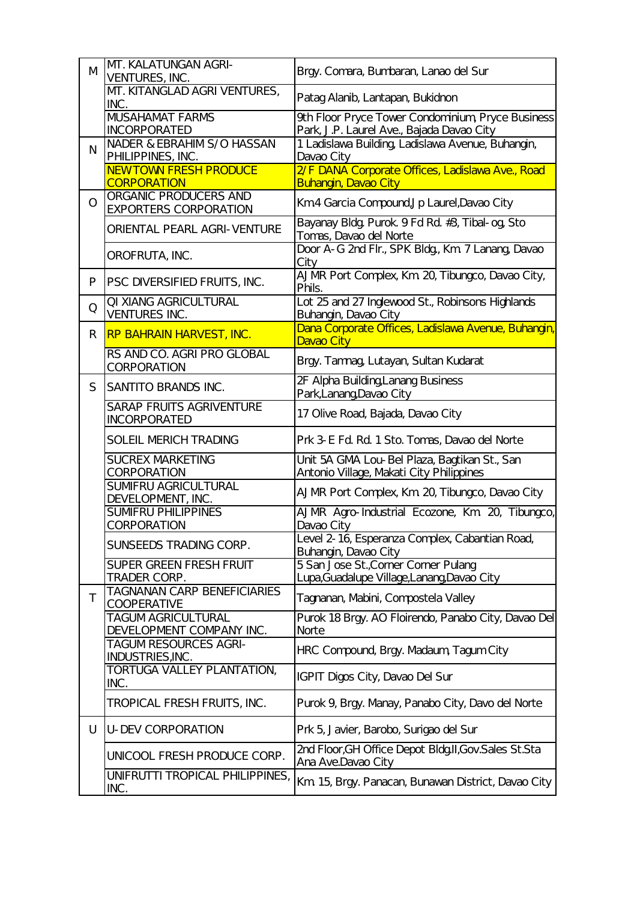| | | |
|---|---|---|
| M | MT. KALATUNGAN AGRI-VENTURES, INC. | Brgy. Comara, Bumbaran, Lanao del Sur |
| | MT. KITANGLAD AGRI VENTURES, INC. | Patag Alanib, Lantapan, Bukidnon |
| | MUSAHAMAT FARMS INCORPORATED | 9th Floor Pryce Tower Condominium, Pryce Business Park, J.P. Laurel Ave., Bajada Davao City |
| N | NADER & EBRAHIM S/O HASSAN PHILIPPINES, INC. | 1 Ladislawa Building, Ladislawa Avenue, Buhangin, Davao City |
| | NEWTOWN FRESH PRODUCE CORPORATION | 2/F DANA Corporate Offices, Ladislawa Ave., Road Buhangin, Davao City |
| O | ORGANIC PRODUCERS AND EXPORTERS CORPORATION | Km.4 Garcia Compound,J p Laurel,Davao City |
| | ORIENTAL PEARL AGRI-VENTURE | Bayanay Bldg. Purok. 9 Fd Rd. #3, Tibal-og, Sto Tomas, Davao del Norte |
| | OROFRUTA, INC. | Door A-G 2nd Flr., SPK Bldg., Km. 7 Lanang, Davao City |
| P | PSC DIVERSIFIED FRUITS, INC. | AJMR Port Complex, Km. 20, Tibungco, Davao City, Phils. |
| Q | QI XIANG AGRICULTURAL VENTURES INC. | Lot 25 and 27 Inglewood St., Robinsons Highlands Buhangin, Davao City |
| R | RP BAHRAIN HARVEST, INC. | Dana Corporate Offices, Ladislawa Avenue, Buhangin, Davao City |
| | RS AND CO. AGRI PRO GLOBAL CORPORATION | Brgy. Tamnag, Lutayan, Sultan Kudarat |
| S | SANTITO BRANDS INC. | 2F Alpha Building,Lanang Business Park,Lanang,Davao City |
| | SARAP FRUITS AGRIVENTURE INCORPORATED | 17 Olive Road, Bajada, Davao City |
| | SOLEIL MERICH TRADING | Prk 3-E Fd. Rd. 1 Sto. Tomas, Davao del Norte |
| | SUCREX MARKETING CORPORATION | Unit 5A GMA Lou-Bel Plaza, Bagtikan St., San Antonio Village, Makati City Philippines |
| | SUMIFRU AGRICULTURAL DEVELOPMENT, INC. | AJMR Port Complex, Km. 20, Tibungco, Davao City |
| | SUMIFRU PHILIPPINES CORPORATION | AJMR Agro-Industrial Ecozone, Km. 20, Tibungco, Davao City |
| | SUNSEEDS TRADING CORP. | Level 2-16, Esperanza Complex, Cabantian Road, Buhangin, Davao City |
| | SUPER GREEN FRESH FRUIT TRADER CORP. | 5 San Jose St.,Corner Corner Pulang Lupa,Guadalupe Village,Lanang,Davao City |
| T | TAGNANAN CARP BENEFICIARIES COOPERATIVE | Tagnanan, Mabini, Compostela Valley |
| | TAGUM AGRICULTURAL DEVELOPMENT COMPANY INC. | Purok 18 Brgy. AO Floirendo, Panabo City, Davao Del Norte |
| | TAGUM RESOURCES AGRI-INDUSTRIES,INC. | HRC Compound, Brgy. Madaum, Tagum City |
| | TORTUGA VALLEY PLANTATION, INC. | IGPIT Digos City, Davao Del Sur |
| | TROPICAL FRESH FRUITS, INC. | Purok 9, Brgy. Manay, Panabo City, Davo del Norte |
| U | U-DEV CORPORATION | Prk 5, Javier, Barobo, Surigao del Sur |
| | UNICOOL FRESH PRODUCE CORP. | 2nd Floor,GH Office Depot Bldg.II,Gov.Sales St.Sta Ana Ave.Davao City |
| | UNIFRUTTI TROPICAL PHILIPPINES, INC. | Km. 15, Brgy. Panacan, Bunawan District, Davao City |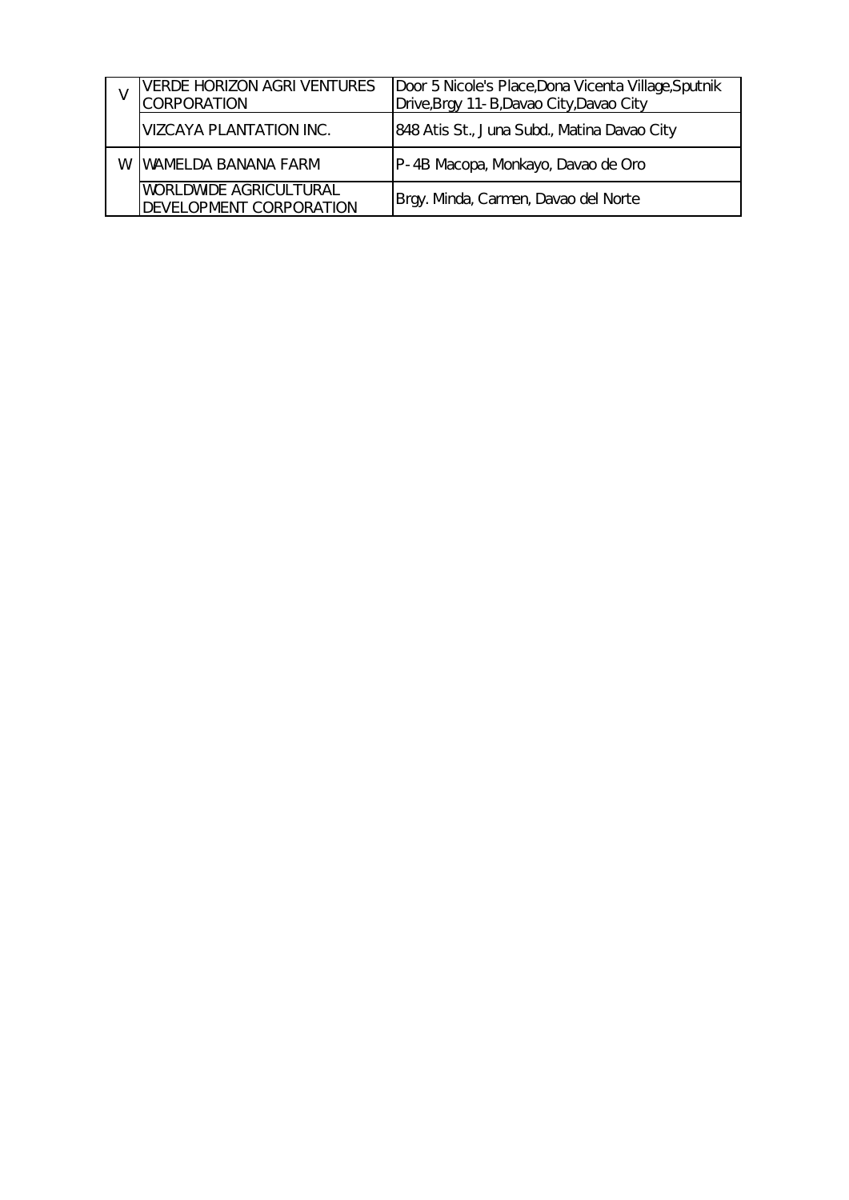| | | |
|---|---|---|
| V | VERDE HORIZON AGRI VENTURES CORPORATION | Door 5 Nicole's Place,Dona Vicenta Village,Sputnik Drive,Brgy 11-B,Davao City,Davao City |
| | VIZCAYA PLANTATION INC. | 848 Atis St., Juna Subd., Matina Davao City |
| W | WAMELDA BANANA FARM | P-4B Macopa, Monkayo, Davao de Oro |
| | WORLDWIDE AGRICULTURAL DEVELOPMENT CORPORATION | Brgy. Minda, Carmen, Davao del Norte |